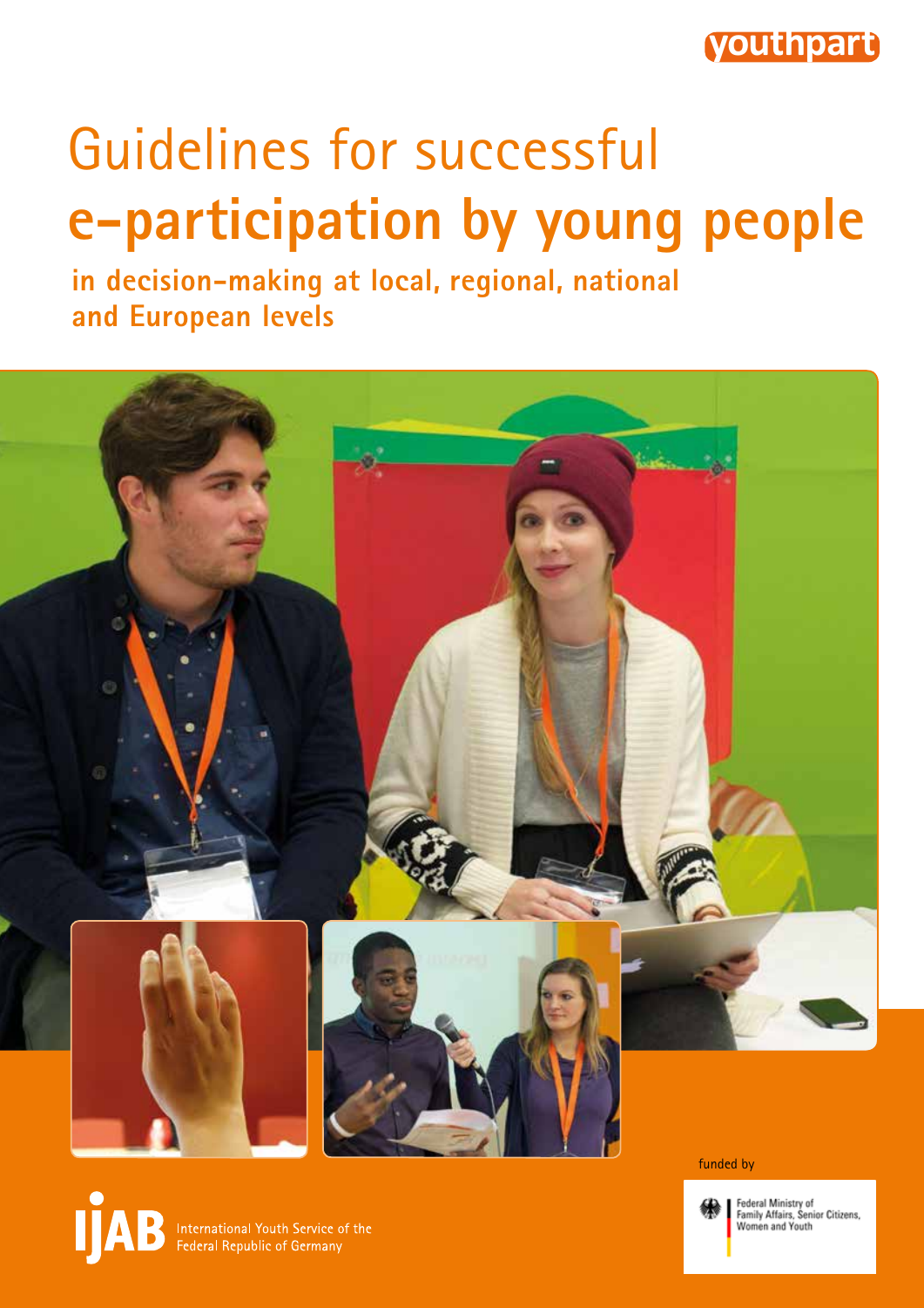youthpart

# Guidelines for successful **e-participation by young people**

## in decision-making at local, regional, national and European levels

funded by

Federal Ministry of Family Affairs, Senior Citizens, Women and Youth

IJAB International Youth Service of the Federal Republic of Germany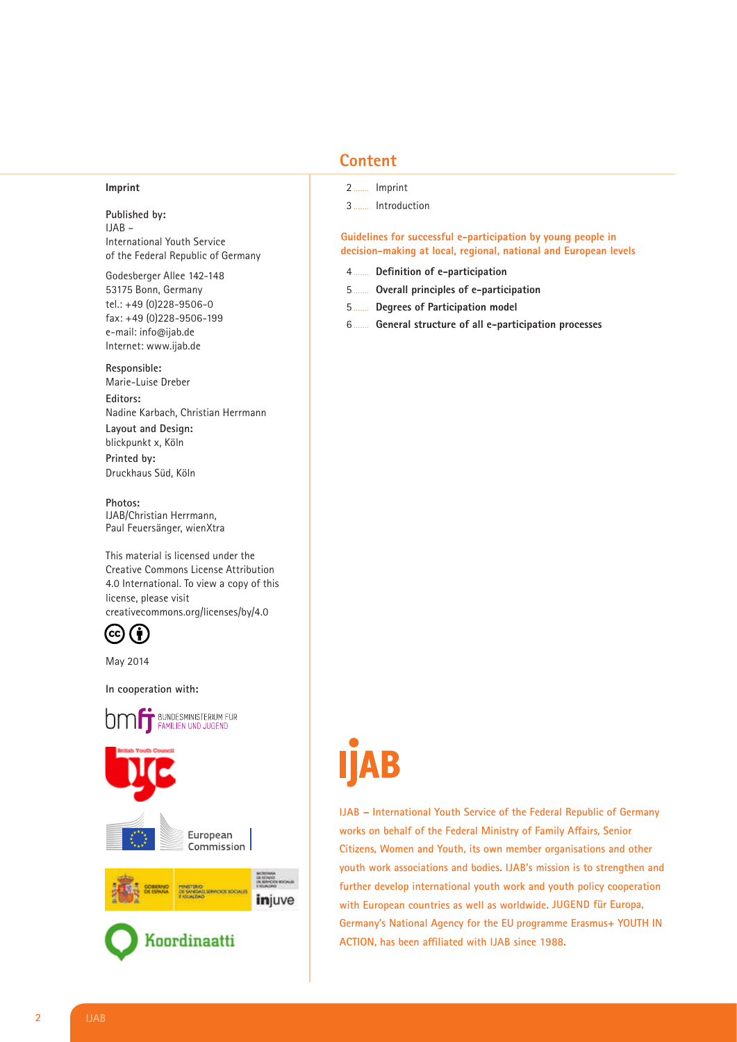## Imprint

**Published by:**
IJAB –
International Youth Service
of the Federal Republic of Germany

Godesberger Allee 142-148
53175 Bonn, Germany
tel.: +49 (0)228-9506-0
fax: +49 (0)228-9506-199
e-mail: info@ijab.de
Internet: www.ijab.de

**Responsible:**
Marie-Luise Dreber

**Editors:**
Nadine Karbach, Christian Herrmann

**Layout and Design:**
blickpunkt x, Köln

**Printed by:**
Druckhaus Süd, Köln

**Photos:**
IJAB/Christian Herrmann,
Paul Feuersänger, wienXtra

This material is licensed under the Creative Commons License Attribution 4.0 International. To view a copy of this license, please visit creativecommons.org/licenses/by/4.0

May 2014

**In cooperation with:**

BUNDESMINISTERIUM FÜR FAMILIEN UND JUGEND

British Youth Council

European Commission

GOBIERNO DE ESPAÑA – MINISTERIO DE SANIDAD, SERVICIOS SOCIALES E IGUALDAD – SECRETARÍA DE ESTADO DE SERVICIOS SOCIALES E IGUALDAD – injuve

Koordinaatti

## Content

2 ....... Imprint

3 ....... Introduction

**Guidelines for successful e-participation by young people in decision-making at local, regional, national and European levels**

4 ....... **Definition of e-participation**

5 ....... **Overall principles of e-participation**

5 ....... **Degrees of Participation model**

6 ....... **General structure of all e-participation processes**

IJAB

IJAB – International Youth Service of the Federal Republic of Germany works on behalf of the Federal Ministry of Family Affairs, Senior Citizens, Women and Youth, its own member organisations and other youth work associations and bodies. IJAB's mission is to strengthen and further develop international youth work and youth policy cooperation with European countries as well as worldwide. JUGEND für Europa, Germany's National Agency for the EU programme Erasmus+ YOUTH IN ACTION, has been affiliated with IJAB since 1988.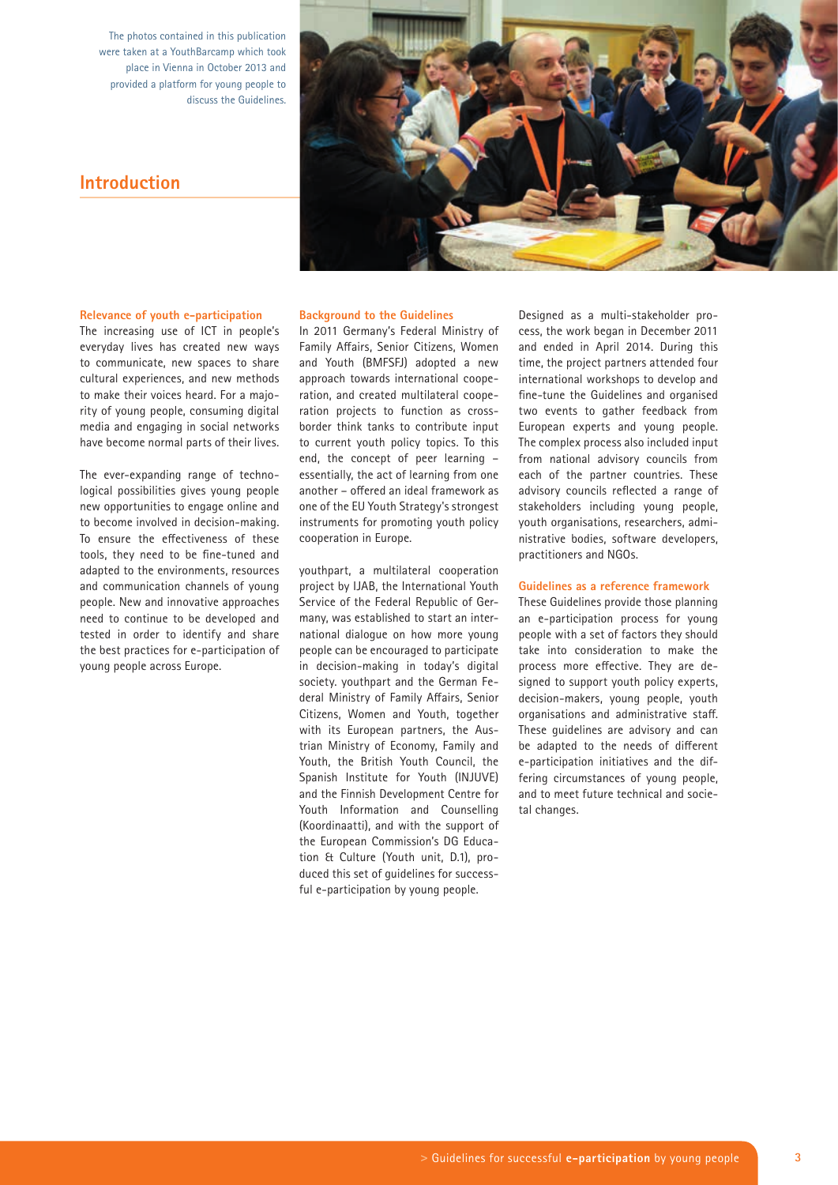The photos contained in this publication were taken at a YouthBarcamp which took place in Vienna in October 2013 and provided a platform for young people to discuss the Guidelines.

# Introduction

### Relevance of youth e-participation

The increasing use of ICT in people's everyday lives has created new ways to communicate, new spaces to share cultural experiences, and new methods to make their voices heard. For a majority of young people, consuming digital media and engaging in social networks have become normal parts of their lives.

The ever-expanding range of technological possibilities gives young people new opportunities to engage online and to become involved in decision-making. To ensure the effectiveness of these tools, they need to be fine-tuned and adapted to the environments, resources and communication channels of young people. New and innovative approaches need to continue to be developed and tested in order to identify and share the best practices for e-participation of young people across Europe.

### Background to the Guidelines

In 2011 Germany's Federal Ministry of Family Affairs, Senior Citizens, Women and Youth (BMFSFJ) adopted a new approach towards international cooperation, and created multilateral cooperation projects to function as cross-border think tanks to contribute input to current youth policy topics. To this end, the concept of peer learning – essentially, the act of learning from one another – offered an ideal framework as one of the EU Youth Strategy's strongest instruments for promoting youth policy cooperation in Europe.

youthpart, a multilateral cooperation project by IJAB, the International Youth Service of the Federal Republic of Germany, was established to start an international dialogue on how more young people can be encouraged to participate in decision-making in today's digital society. youthpart and the German Federal Ministry of Family Affairs, Senior Citizens, Women and Youth, together with its European partners, the Austrian Ministry of Economy, Family and Youth, the British Youth Council, the Spanish Institute for Youth (INJUVE) and the Finnish Development Centre for Youth Information and Counselling (Koordinaatti), and with the support of the European Commission's DG Education & Culture (Youth unit, D.1), produced this set of guidelines for successful e-participation by young people.

Designed as a multi-stakeholder process, the work began in December 2011 and ended in April 2014. During this time, the project partners attended four international workshops to develop and fine-tune the Guidelines and organised two events to gather feedback from European experts and young people. The complex process also included input from national advisory councils from each of the partner countries. These advisory councils reflected a range of stakeholders including young people, youth organisations, researchers, administrative bodies, software developers, practitioners and NGOs.

### Guidelines as a reference framework

These Guidelines provide those planning an e-participation process for young people with a set of factors they should take into consideration to make the process more effective. They are designed to support youth policy experts, decision-makers, young people, youth organisations and administrative staff. These guidelines are advisory and can be adapted to the needs of different e-participation initiatives and the differing circumstances of young people, and to meet future technical and societal changes.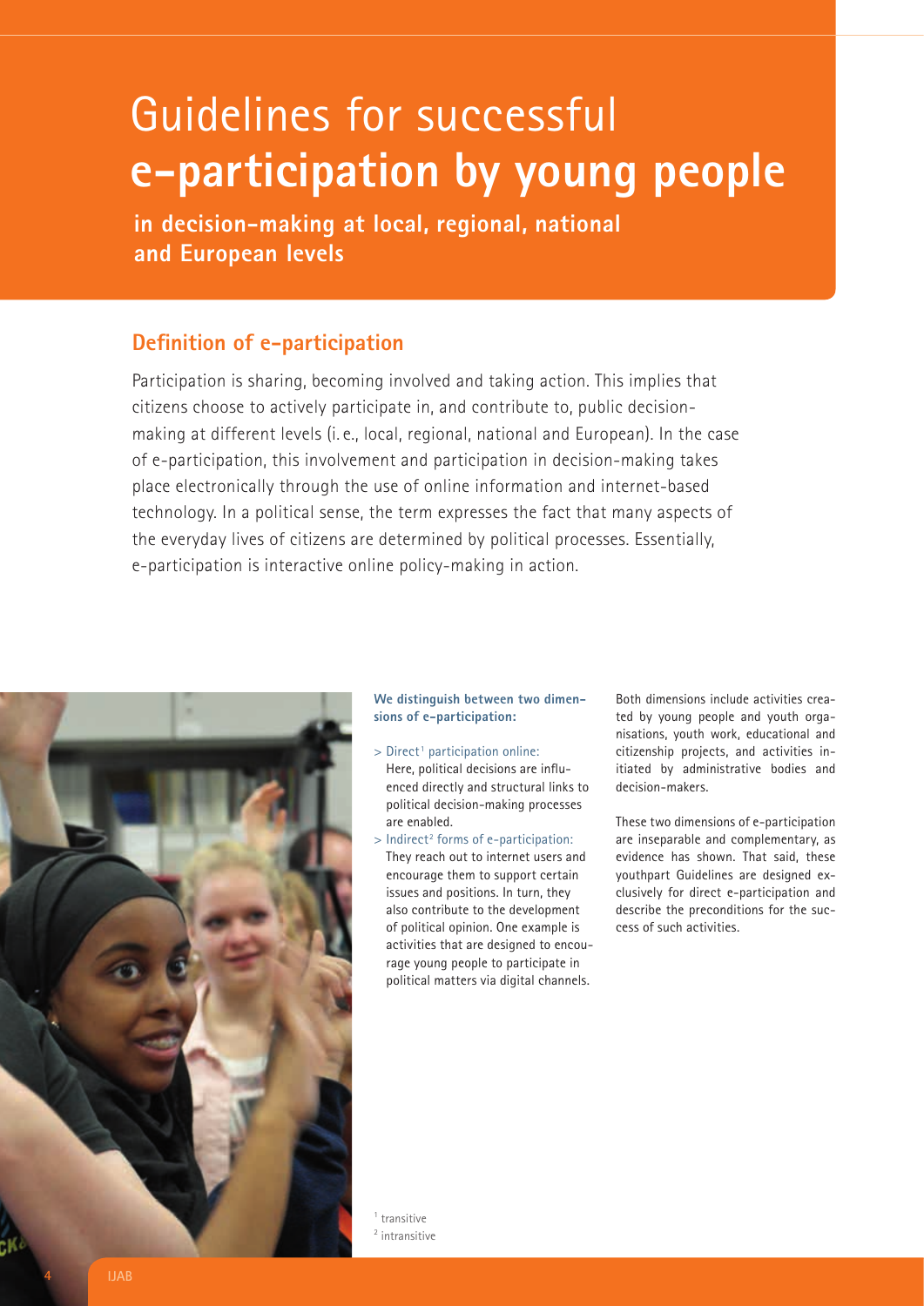# Guidelines for successful **e-participation by young people**

**in decision-making at local, regional, national and European levels**

## Definition of e-participation

Participation is sharing, becoming involved and taking action. This implies that citizens choose to actively participate in, and contribute to, public decision-making at different levels (i. e., local, regional, national and European). In the case of e-participation, this involvement and participation in decision-making takes place electronically through the use of online information and internet-based technology. In a political sense, the term expresses the fact that many aspects of the everyday lives of citizens are determined by political processes. Essentially, e-participation is interactive online policy-making in action.

**We distinguish between two dimensions of e-participation:**

> Direct[1] participation online:
Here, political decisions are influenced directly and structural links to political decision-making processes are enabled.

> Indirect[2] forms of e-participation:
They reach out to internet users and encourage them to support certain issues and positions. In turn, they also contribute to the development of political opinion. One example is activities that are designed to encourage young people to participate in political matters via digital channels.

Both dimensions include activities created by young people and youth organisations, youth work, educational and citizenship projects, and activities initiated by administrative bodies and decision-makers.

These two dimensions of e-participation are inseparable and complementary, as evidence has shown. That said, these youthpart Guidelines are designed exclusively for direct e-participation and describe the preconditions for the success of such activities.

[1] transitive
[2] intransitive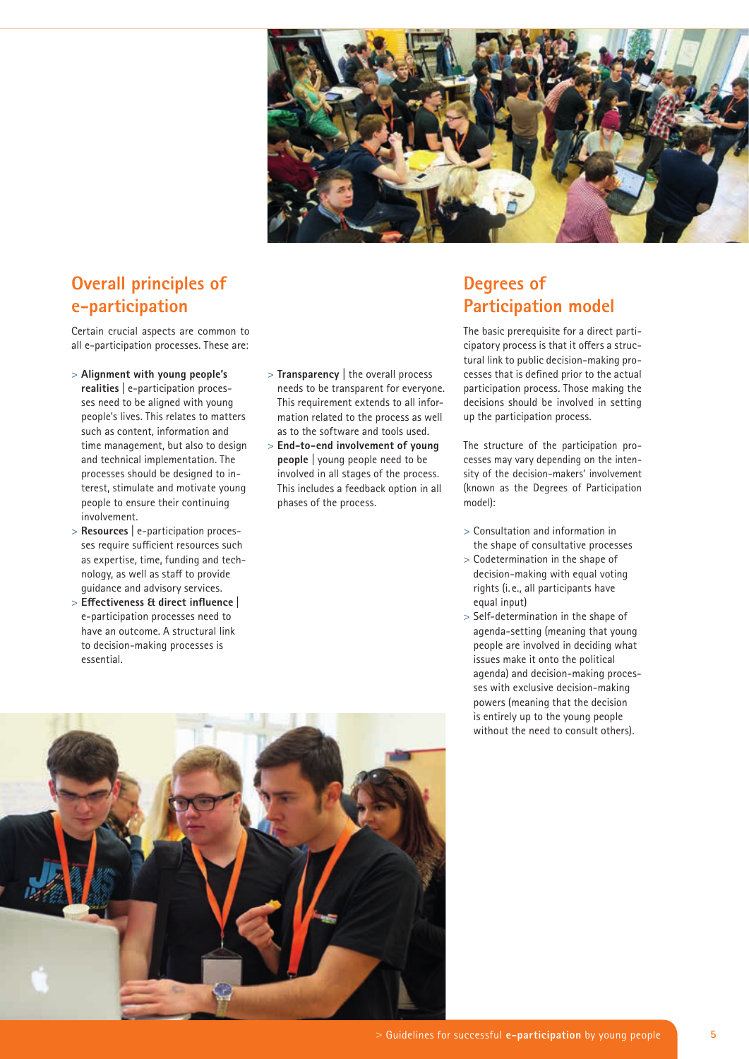## Overall principles of e-participation

Certain crucial aspects are common to all e-participation processes. These are:

- **Alignment with young people's realities** | e-participation processes need to be aligned with young people's lives. This relates to matters such as content, information and time management, but also to design and technical implementation. The processes should be designed to interest, stimulate and motivate young people to ensure their continuing involvement.
- **Resources** | e-participation processes require sufficient resources such as expertise, time, funding and technology, as well as staff to provide guidance and advisory services.
- **Effectiveness & direct influence** | e-participation processes need to have an outcome. A structural link to decision-making processes is essential.
- **Transparency** | the overall process needs to be transparent for everyone. This requirement extends to all information related to the process as well as to the software and tools used.
- **End-to-end involvement of young people** | young people need to be involved in all stages of the process. This includes a feedback option in all phases of the process.

## Degrees of Participation model

The basic prerequisite for a direct participatory process is that it offers a structural link to public decision-making processes that is defined prior to the actual participation process. Those making the decisions should be involved in setting up the participation process.

The structure of the participation processes may vary depending on the intensity of the decision-makers' involvement (known as the Degrees of Participation model):

- Consultation and information in the shape of consultative processes
- Codetermination in the shape of decision-making with equal voting rights (i.e., all participants have equal input)
- Self-determination in the shape of agenda-setting (meaning that young people are involved in deciding what issues make it onto the political agenda) and decision-making processes with exclusive decision-making powers (meaning that the decision is entirely up to the young people without the need to consult others).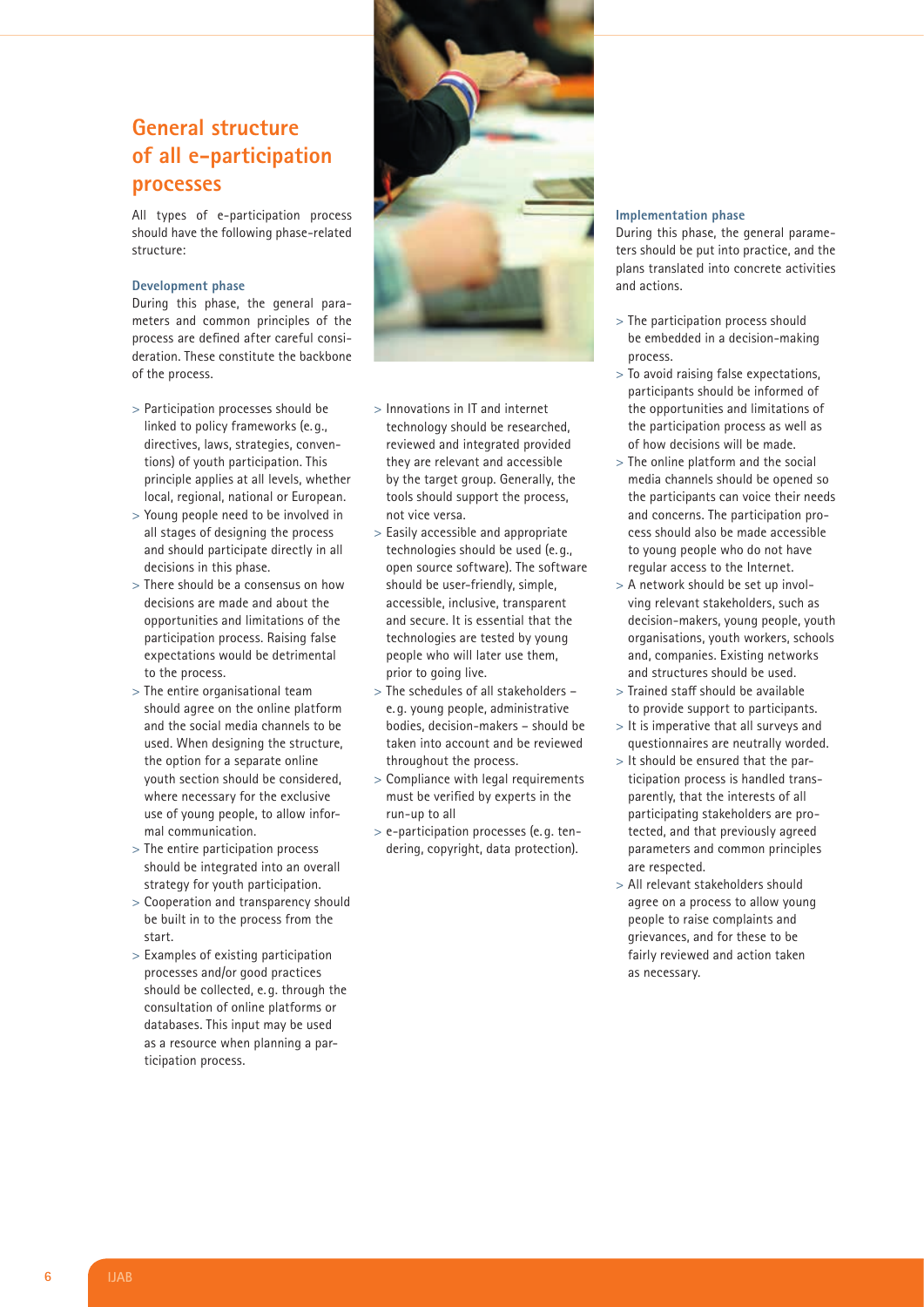## General structure of all e-participation processes

All types of e-participation process should have the following phase-related structure:

### Development phase

During this phase, the general parameters and common principles of the process are defined after careful consideration. These constitute the backbone of the process.

- Participation processes should be linked to policy frameworks (e. g., directives, laws, strategies, conventions) of youth participation. This principle applies at all levels, whether local, regional, national or European.
- Young people need to be involved in all stages of designing the process and should participate directly in all decisions in this phase.
- There should be a consensus on how decisions are made and about the opportunities and limitations of the participation process. Raising false expectations would be detrimental to the process.
- The entire organisational team should agree on the online platform and the social media channels to be used. When designing the structure, the option for a separate online youth section should be considered, where necessary for the exclusive use of young people, to allow informal communication.
- The entire participation process should be integrated into an overall strategy for youth participation.
- Cooperation and transparency should be built in to the process from the start.
- Examples of existing participation processes and/or good practices should be collected, e. g. through the consultation of online platforms or databases. This input may be used as a resource when planning a participation process.
- Innovations in IT and internet technology should be researched, reviewed and integrated provided they are relevant and accessible by the target group. Generally, the tools should support the process, not vice versa.
- Easily accessible and appropriate technologies should be used (e. g., open source software). The software should be user-friendly, simple, accessible, inclusive, transparent and secure. It is essential that the technologies are tested by young people who will later use them, prior to going live.
- The schedules of all stakeholders – e. g. young people, administrative bodies, decision-makers – should be taken into account and be reviewed throughout the process.
- Compliance with legal requirements must be verified by experts in the run-up to all
- e-participation processes (e. g. tendering, copyright, data protection).

### Implementation phase

During this phase, the general parameters should be put into practice, and the plans translated into concrete activities and actions.

- The participation process should be embedded in a decision-making process.
- To avoid raising false expectations, participants should be informed of the opportunities and limitations of the participation process as well as of how decisions will be made.
- The online platform and the social media channels should be opened so the participants can voice their needs and concerns. The participation process should also be made accessible to young people who do not have regular access to the Internet.
- A network should be set up involving relevant stakeholders, such as decision-makers, young people, youth organisations, youth workers, schools and, companies. Existing networks and structures should be used.
- Trained staff should be available to provide support to participants.
- It is imperative that all surveys and questionnaires are neutrally worded.
- It should be ensured that the participation process is handled transparently, that the interests of all participating stakeholders are protected, and that previously agreed parameters and common principles are respected.
- All relevant stakeholders should agree on a process to allow young people to raise complaints and grievances, and for these to be fairly reviewed and action taken as necessary.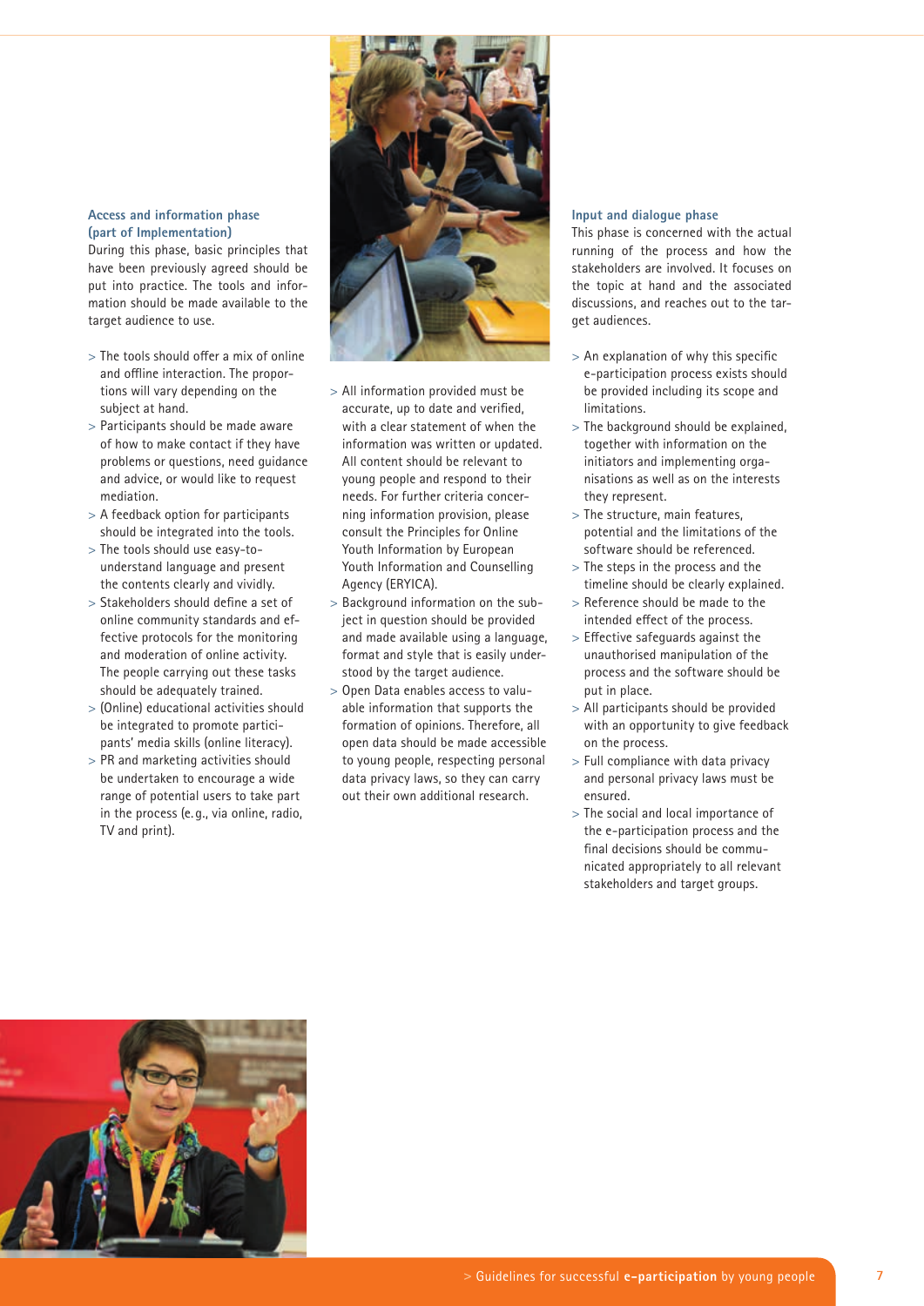### Access and information phase (part of Implementation)

During this phase, basic principles that have been previously agreed should be put into practice. The tools and information should be made available to the target audience to use.

- The tools should offer a mix of online and offline interaction. The proportions will vary depending on the subject at hand.
- Participants should be made aware of how to make contact if they have problems or questions, need guidance and advice, or would like to request mediation.
- A feedback option for participants should be integrated into the tools.
- The tools should use easy-to-understand language and present the contents clearly and vividly.
- Stakeholders should define a set of online community standards and effective protocols for the monitoring and moderation of online activity. The people carrying out these tasks should be adequately trained.
- (Online) educational activities should be integrated to promote participants' media skills (online literacy).
- PR and marketing activities should be undertaken to encourage a wide range of potential users to take part in the process (e.g., via online, radio, TV and print).
- All information provided must be accurate, up to date and verified, with a clear statement of when the information was written or updated. All content should be relevant to young people and respond to their needs. For further criteria concerning information provision, please consult the Principles for Online Youth Information by European Youth Information and Counselling Agency (ERYICA).
- Background information on the subject in question should be provided and made available using a language, format and style that is easily understood by the target audience.
- Open Data enables access to valuable information that supports the formation of opinions. Therefore, all open data should be made accessible to young people, respecting personal data privacy laws, so they can carry out their own additional research.

### Input and dialogue phase

This phase is concerned with the actual running of the process and how the stakeholders are involved. It focuses on the topic at hand and the associated discussions, and reaches out to the target audiences.

- An explanation of why this specific e-participation process exists should be provided including its scope and limitations.
- The background should be explained, together with information on the initiators and implementing organisations as well as on the interests they represent.
- The structure, main features, potential and the limitations of the software should be referenced.
- The steps in the process and the timeline should be clearly explained.
- Reference should be made to the intended effect of the process.
- Effective safeguards against the unauthorised manipulation of the process and the software should be put in place.
- All participants should be provided with an opportunity to give feedback on the process.
- Full compliance with data privacy and personal privacy laws must be ensured.
- The social and local importance of the e-participation process and the final decisions should be communicated appropriately to all relevant stakeholders and target groups.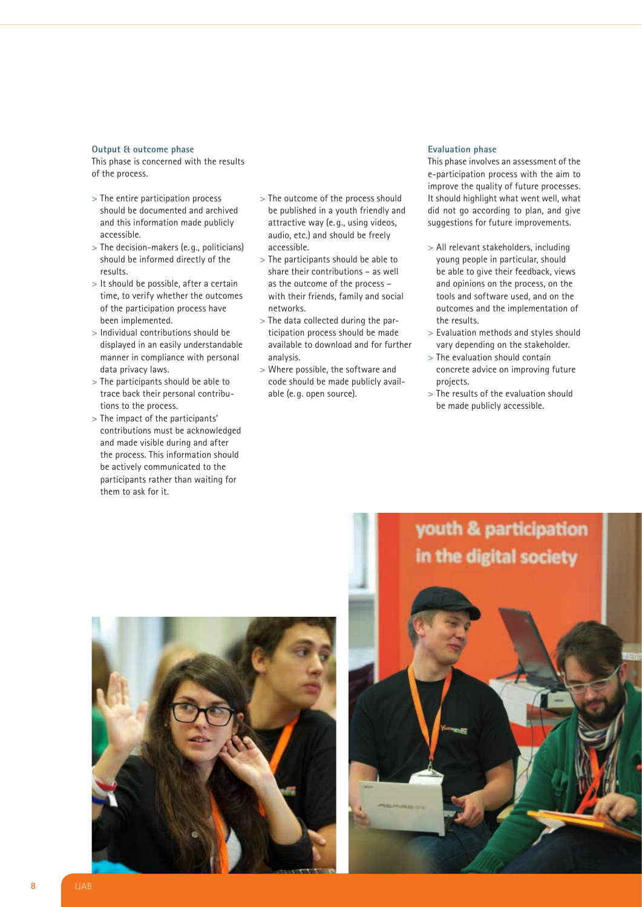### Output & outcome phase

This phase is concerned with the results of the process.

- > The entire participation process should be documented and archived and this information made publicly accessible.
- > The decision-makers (e. g., politicians) should be informed directly of the results.
- > It should be possible, after a certain time, to verify whether the outcomes of the participation process have been implemented.
- > Individual contributions should be displayed in an easily understandable manner in compliance with personal data privacy laws.
- > The participants should be able to trace back their personal contributions to the process.
- > The impact of the participants' contributions must be acknowledged and made visible during and after the process. This information should be actively communicated to the participants rather than waiting for them to ask for it.
- > The outcome of the process should be published in a youth friendly and attractive way (e. g., using videos, audio, etc.) and should be freely accessible.
- > The participants should be able to share their contributions – as well as the outcome of the process – with their friends, family and social networks.
- > The data collected during the participation process should be made available to download and for further analysis.
- > Where possible, the software and code should be made publicly available (e. g. open source).

### Evaluation phase

This phase involves an assessment of the e-participation process with the aim to improve the quality of future processes. It should highlight what went well, what did not go according to plan, and give suggestions for future improvements.

- > All relevant stakeholders, including young people in particular, should be able to give their feedback, views and opinions on the process, on the tools and software used, and on the outcomes and the implementation of the results.
- > Evaluation methods and styles should vary depending on the stakeholder.
- > The evaluation should contain concrete advice on improving future projects.
- > The results of the evaluation should be made publicly accessible.